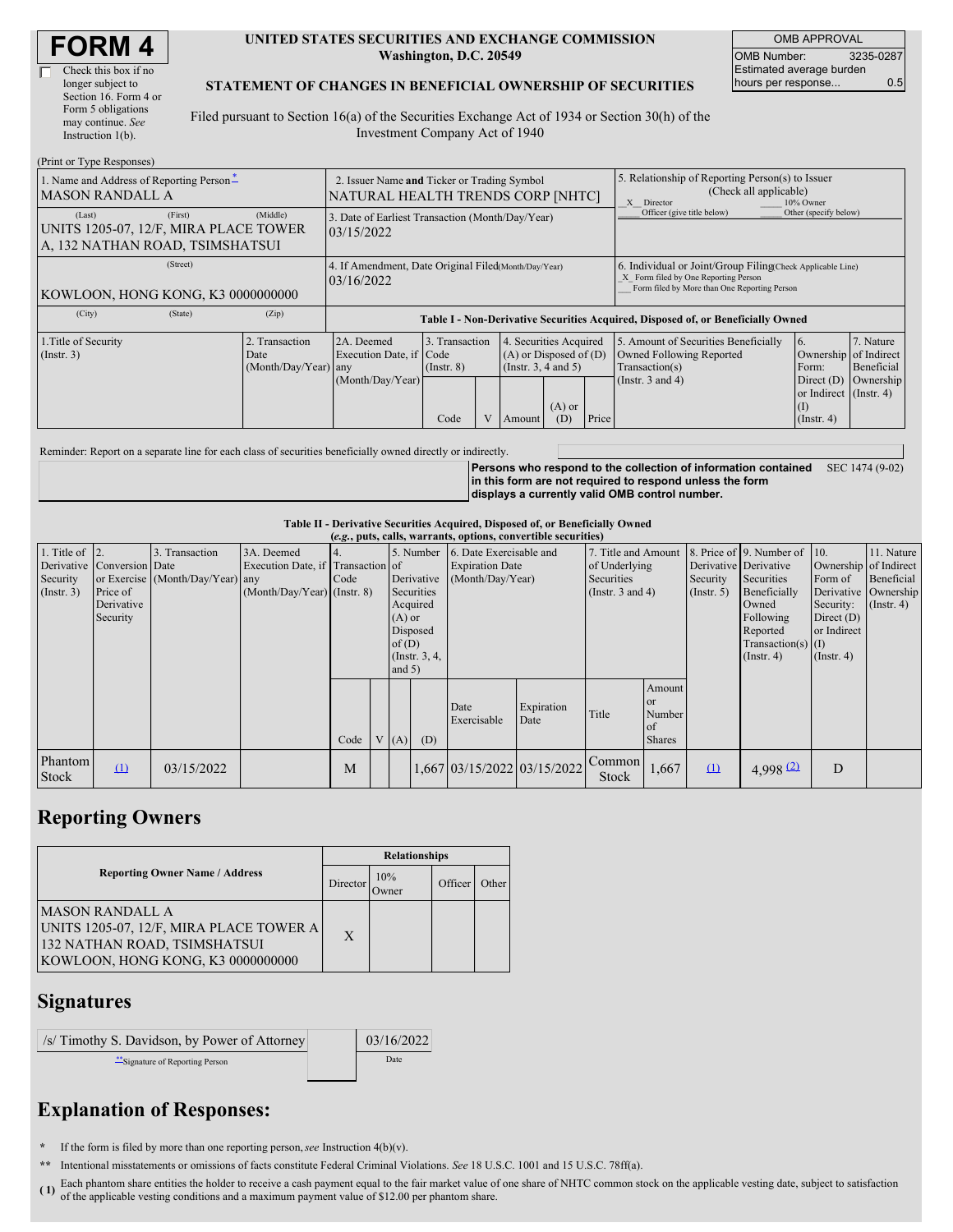# FORM 4

☐ Check this box if no longer subject to Section 16. Form 4 or Form 5 obligations may continue. *See* Instruction 1(b).

**UNITED STATES SECURITIES AND EXCHANGE COMMISSION**
**Washington, D.C. 20549**

**STATEMENT OF CHANGES IN BENEFICIAL OWNERSHIP OF SECURITIES**

Filed pursuant to Section 16(a) of the Securities Exchange Act of 1934 or Section 30(h) of the Investment Company Act of 1940

| OMB APPROVAL | |
|---|---|
| OMB Number: | 3235-0287 |
| Estimated average burden hours per response... | 0.5 |

(Print or Type Responses)

| 1. Name and Address of Reporting Person* | 2. Issuer Name **and** Ticker or Trading Symbol | 5. Relationship of Reporting Person(s) to Issuer (Check all applicable) |
|---|---|---|
| MASON RANDALL A | NATURAL HEALTH TRENDS CORP [NHTC] | _X_ Director ___ 10% Owner ___ Officer (give title below) ___ Other (specify below) |
| (Last) (First) (Middle) UNITS 1205-07, 12/F, MIRA PLACE TOWER A, 132 NATHAN ROAD, TSIMSHATSUI | 3. Date of Earliest Transaction (Month/Day/Year) 03/15/2022 | |
| (Street) KOWLOON, HONG KONG, K3 0000000000 | 4. If Amendment, Date Original Filed(Month/Day/Year) 03/16/2022 | 6. Individual or Joint/Group Filing(Check Applicable Line) _X_ Form filed by One Reporting Person ___ Form filed by More than One Reporting Person |
| (City) (State) (Zip) | | |

**Table I - Non-Derivative Securities Acquired, Disposed of, or Beneficially Owned**

| 1.Title of Security (Instr. 3) | 2. Transaction Date (Month/Day/Year) | 2A. Deemed Execution Date, if any (Month/Day/Year) | 3. Transaction Code (Instr. 8) | | 4. Securities Acquired (A) or Disposed of (D) (Instr. 3, 4 and 5) | | | 5. Amount of Securities Beneficially Owned Following Reported Transaction(s) (Instr. 3 and 4) | 6. Ownership Form: Direct (D) or Indirect (I) (Instr. 4) | 7. Nature of Indirect Beneficial Ownership (Instr. 4) |
|---|---|---|---|---|---|---|---|---|---|---|
| | | | Code | V | Amount | (A) or (D) | Price | | | |

Reminder: Report on a separate line for each class of securities beneficially owned directly or indirectly.

**Persons who respond to the collection of information contained in this form are not required to respond unless the form displays a currently valid OMB control number.** SEC 1474 (9-02)

**Table II - Derivative Securities Acquired, Disposed of, or Beneficially Owned**
**(*e.g.*, puts, calls, warrants, options, convertible securities)**

| 1. Title of Derivative Security (Instr. 3) | 2. Conversion or Exercise Price of Derivative Security | 3. Transaction Date (Month/Day/Year) | 3A. Deemed Execution Date, if any (Month/Day/Year) | 4. Transaction Code (Instr. 8) | | 5. Number of Derivative Securities Acquired (A) or Disposed of (D) (Instr. 3, 4, and 5) | | 6. Date Exercisable and Expiration Date (Month/Day/Year) | | 7. Title and Amount of Underlying Securities (Instr. 3 and 4) | | 8. Price of Derivative Security (Instr. 5) | 9. Number of Derivative Securities Beneficially Owned Following Reported Transaction(s) (Instr. 4) | 10. Ownership Form of Derivative Security: Direct (D) or Indirect (I) (Instr. 4) | 11. Nature of Indirect Beneficial Ownership (Instr. 4) |
|---|---|---|---|---|---|---|---|---|---|---|---|---|---|---|---|
| | | | | Code | V | (A) | (D) | Date Exercisable | Expiration Date | Title | Amount or Number of Shares | | | | |
| Phantom Stock | (1) | 03/15/2022 | | M | | | 1,667 | 03/15/2022 | 03/15/2022 | Common Stock | 1,667 | (1) | 4,998 (2) | D | |

## Reporting Owners

| Reporting Owner Name / Address | Relationships | | | |
|---|---|---|---|---|
| | Director | 10% Owner | Officer | Other |
| MASON RANDALL A UNITS 1205-07, 12/F, MIRA PLACE TOWER A 132 NATHAN ROAD, TSIMSHATSUI KOWLOON, HONG KONG, K3 0000000000 | X | | | |

## Signatures

| /s/ Timothy S. Davidson, by Power of Attorney | | 03/16/2022 |
|---|---|---|
| **Signature of Reporting Person | | Date |

## Explanation of Responses:

\* If the form is filed by more than one reporting person, *see* Instruction 4(b)(v).

\*\* Intentional misstatements or omissions of facts constitute Federal Criminal Violations. *See* 18 U.S.C. 1001 and 15 U.S.C. 78ff(a).

(1) Each phantom share entitles the holder to receive a cash payment equal to the fair market value of one share of NHTC common stock on the applicable vesting date, subject to satisfaction of the applicable vesting conditions and a maximum payment value of $12.00 per phantom share.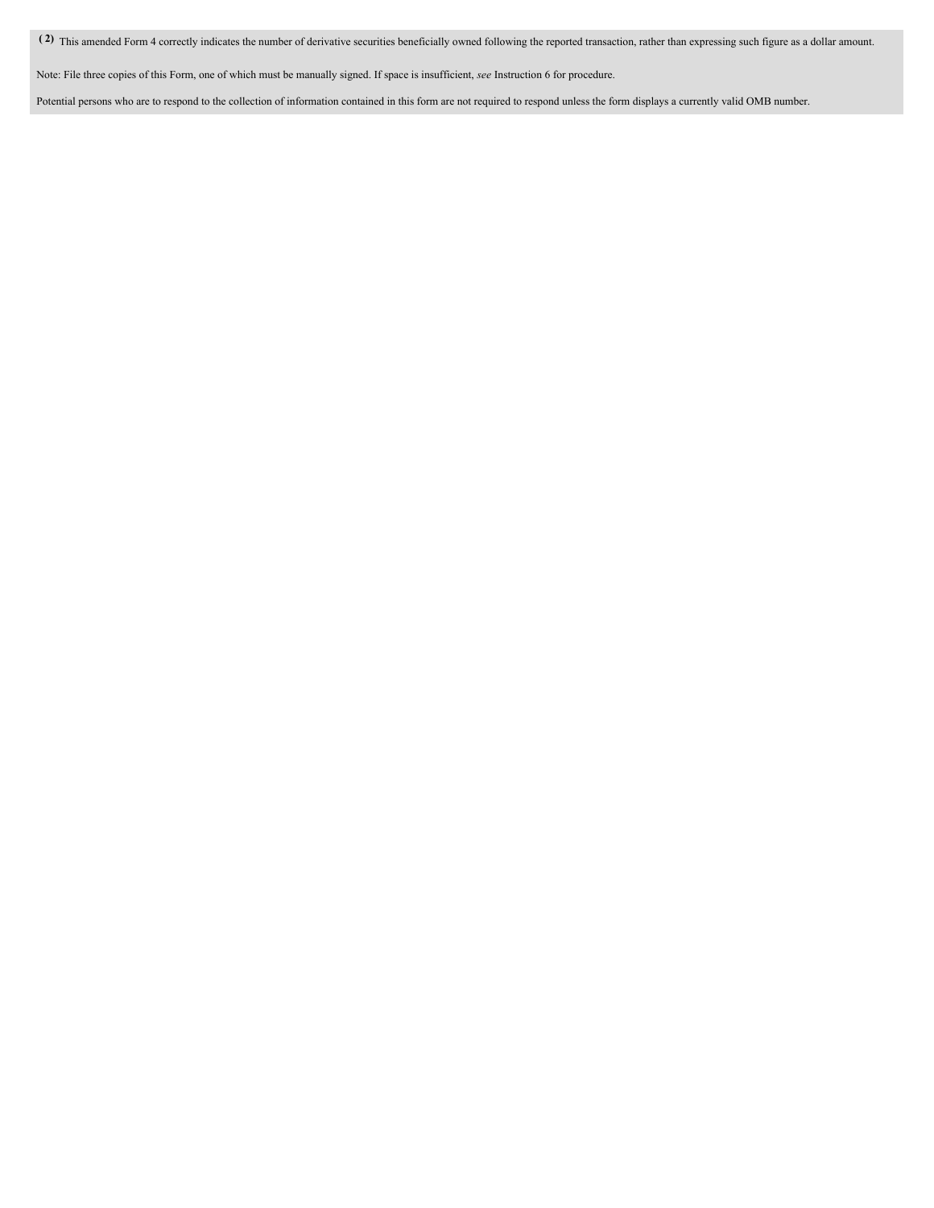(2) This amended Form 4 correctly indicates the number of derivative securities beneficially owned following the reported transaction, rather than expressing such figure as a dollar amount.

Note: File three copies of this Form, one of which must be manually signed. If space is insufficient, *see* Instruction 6 for procedure.

Potential persons who are to respond to the collection of information contained in this form are not required to respond unless the form displays a currently valid OMB number.